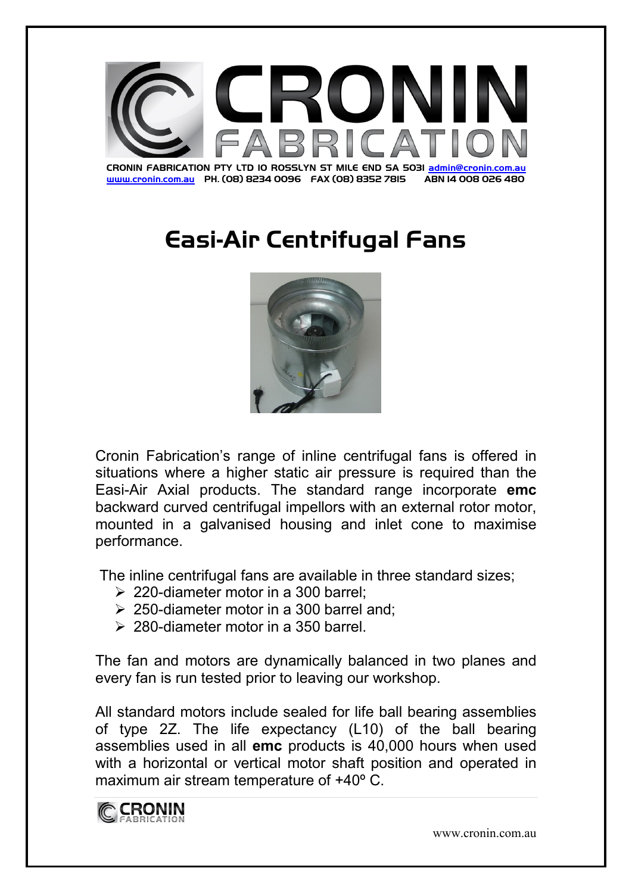CRONIN FABRICATION PTY LTD 10 ROSSLYN ST MILE END SA 5031 admin@cronin.com.au
www.cronin.com.au PH. (08) 8234 0096 FAX (08) 8352 7815 ABN 14 008 026 480

# Easi-Air Centrifugal Fans

Cronin Fabrication's range of inline centrifugal fans is offered in situations where a higher static air pressure is required than the Easi-Air Axial products. The standard range incorporate **emc** backward curved centrifugal impellors with an external rotor motor, mounted in a galvanised housing and inlet cone to maximise performance.

The inline centrifugal fans are available in three standard sizes;

- 220-diameter motor in a 300 barrel;
- 250-diameter motor in a 300 barrel and;
- 280-diameter motor in a 350 barrel.

The fan and motors are dynamically balanced in two planes and every fan is run tested prior to leaving our workshop.

All standard motors include sealed for life ball bearing assemblies of type 2Z. The life expectancy (L10) of the ball bearing assemblies used in all **emc** products is 40,000 hours when used with a horizontal or vertical motor shaft position and operated in maximum air stream temperature of +40º C.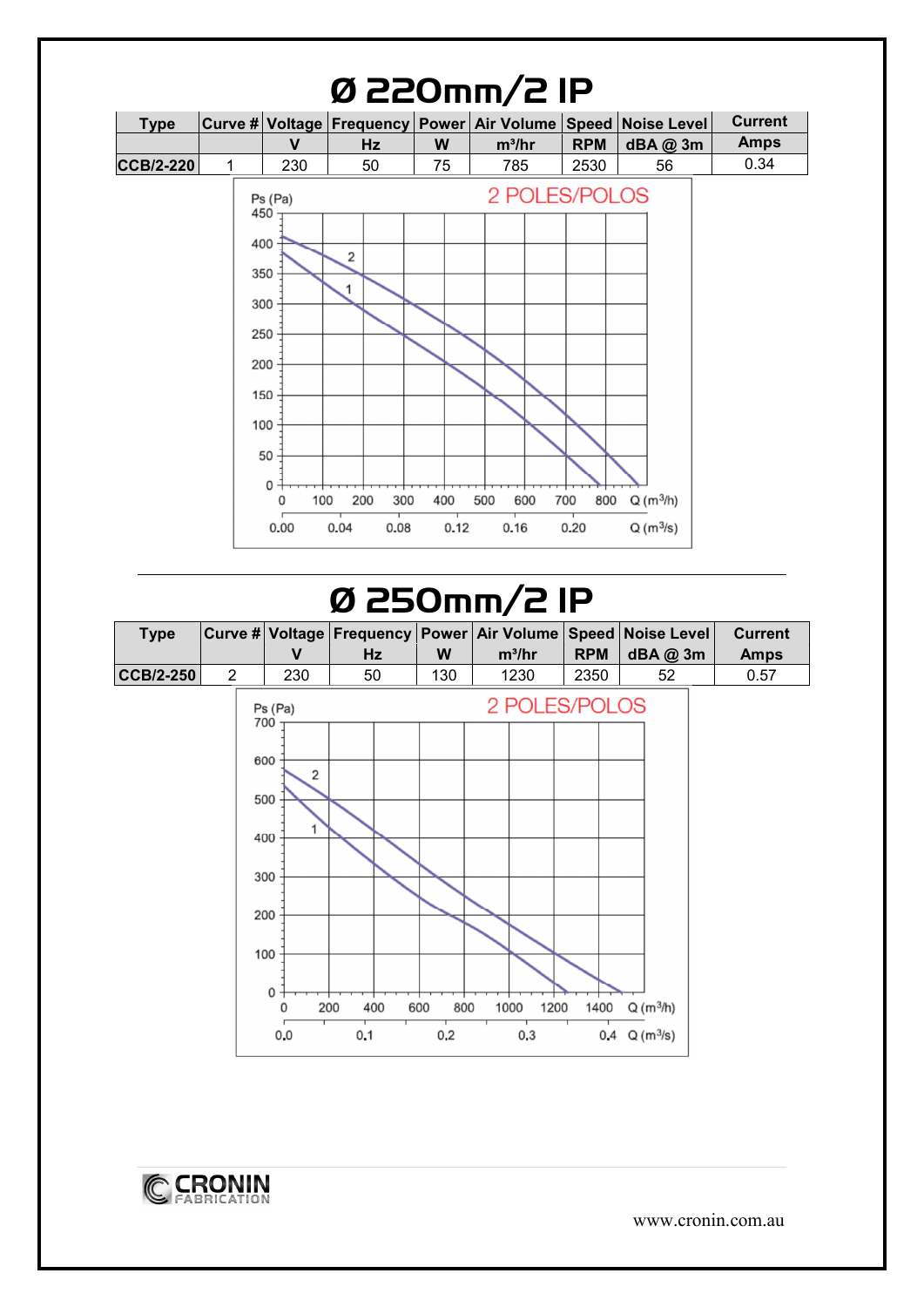# Ø 220mm/2 IP

| Type | Curve # | Voltage | Frequency | Power | Air Volume | Speed | Noise Level | Current |
|---|---|---|---|---|---|---|---|---|
| | | V | Hz | W | m³/hr | RPM | dBA @ 3m | Amps |
| **CCB/2-220** | 1 | 230 | 50 | 75 | 785 | 2530 | 56 | 0.34 |

2 POLES/POLOS

# Ø 250mm/2 IP

| Type | Curve # | Voltage | Frequency | Power | Air Volume | Speed | Noise Level | Current |
|---|---|---|---|---|---|---|---|---|
| | | V | Hz | W | m³/hr | RPM | dBA @ 3m | Amps |
| **CCB/2-250** | 2 | 230 | 50 | 130 | 1230 | 2350 | 52 | 0.57 |

2 POLES/POLOS

CRONIN FABRICATION

www.cronin.com.au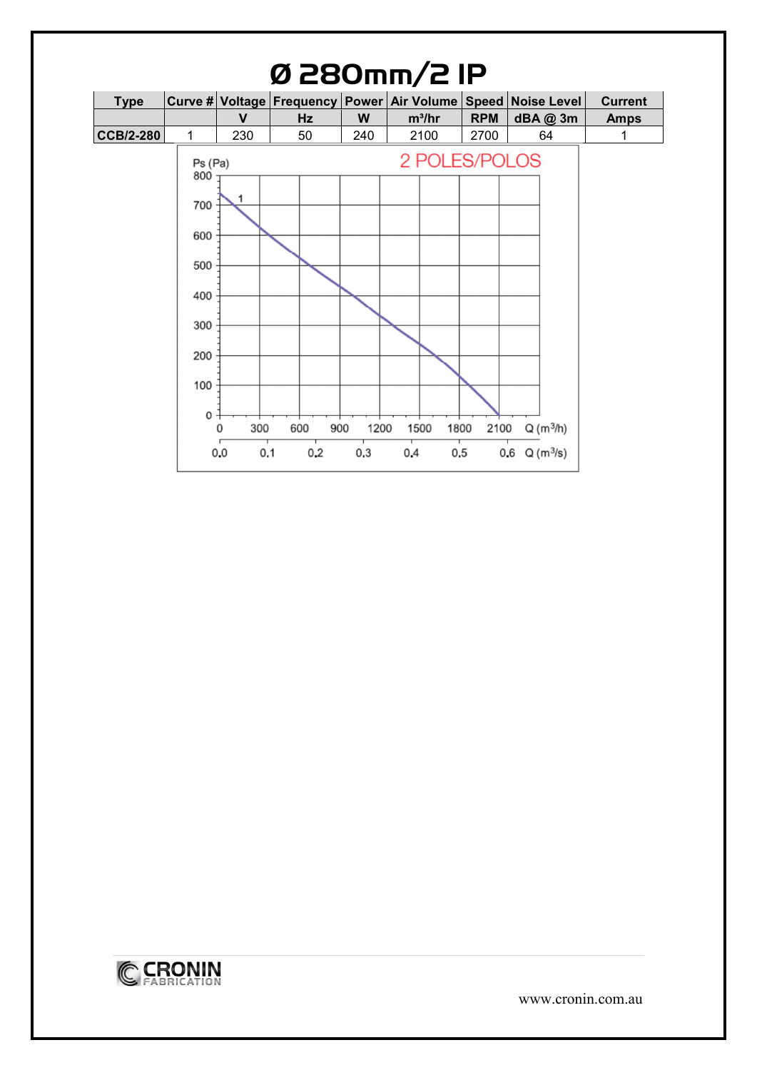# Ø 280mm/2 IP

| Type | Curve # | Voltage | Frequency | Power | Air Volume | Speed | Noise Level | Current |
|---|---|---|---|---|---|---|---|---|
| | | V | Hz | W | m³/hr | RPM | dBA @ 3m | Amps |
| CCB/2-280 | 1 | 230 | 50 | 240 | 2100 | 2700 | 64 | 1 |

2 POLES/POLOS

Ps (Pa)

800
700
600
500
400
300
200
100
0

1

0 300 600 900 1200 1500 1800 2100 Q ($m^3$/h)

0,0 0,1 0,2 0,3 0,4 0,5 0,6 Q ($m^3$/s)

CRONIN FABRICATION

www.cronin.com.au